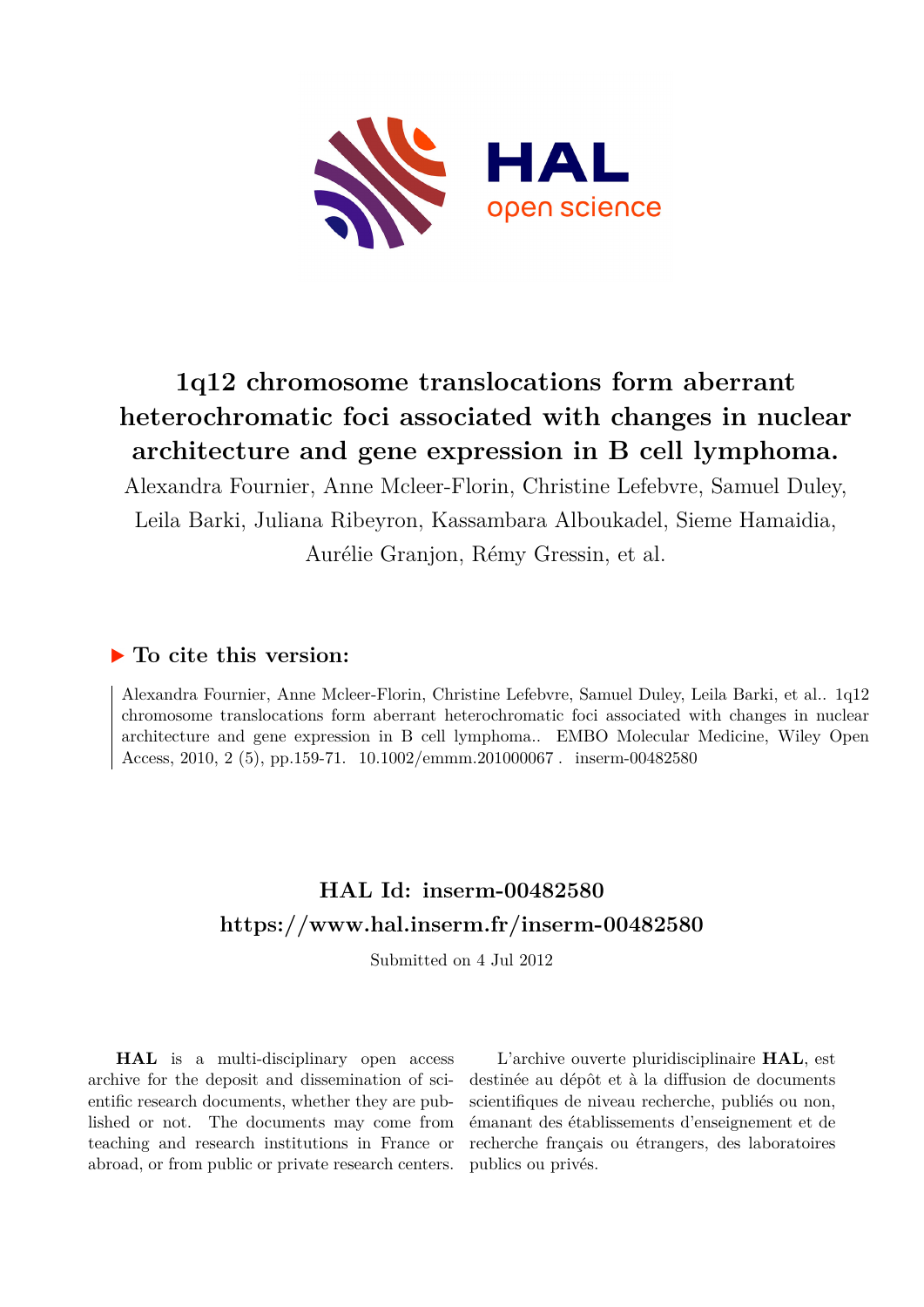# 1q12 chromosome translocations form aberrant heterochromatic foci associated with changes in nuclear architecture and gene expression in B cell lymphoma.

Alexandra Fournier, Anne Mcleer-Florin, Christine Lefebvre, Samuel Duley, Leila Barki, Juliana Ribeyron, Kassambara Alboukadel, Sieme Hamaidia, Aurélie Granjon, Rémy Gressin, et al.

## ▶ To cite this version:

Alexandra Fournier, Anne Mcleer-Florin, Christine Lefebvre, Samuel Duley, Leila Barki, et al.. 1q12 chromosome translocations form aberrant heterochromatic foci associated with changes in nuclear architecture and gene expression in B cell lymphoma.. EMBO Molecular Medicine, Wiley Open Access, 2010, 2 (5), pp.159-71. 10.1002/emmm.201000067 . inserm-00482580

## HAL Id: inserm-00482580
## https://www.hal.inserm.fr/inserm-00482580

Submitted on 4 Jul 2012

**HAL** is a multi-disciplinary open access archive for the deposit and dissemination of scientific research documents, whether they are published or not. The documents may come from teaching and research institutions in France or abroad, or from public or private research centers.

L'archive ouverte pluridisciplinaire **HAL**, est destinée au dépôt et à la diffusion de documents scientifiques de niveau recherche, publiés ou non, émanant des établissements d'enseignement et de recherche français ou étrangers, des laboratoires publics ou privés.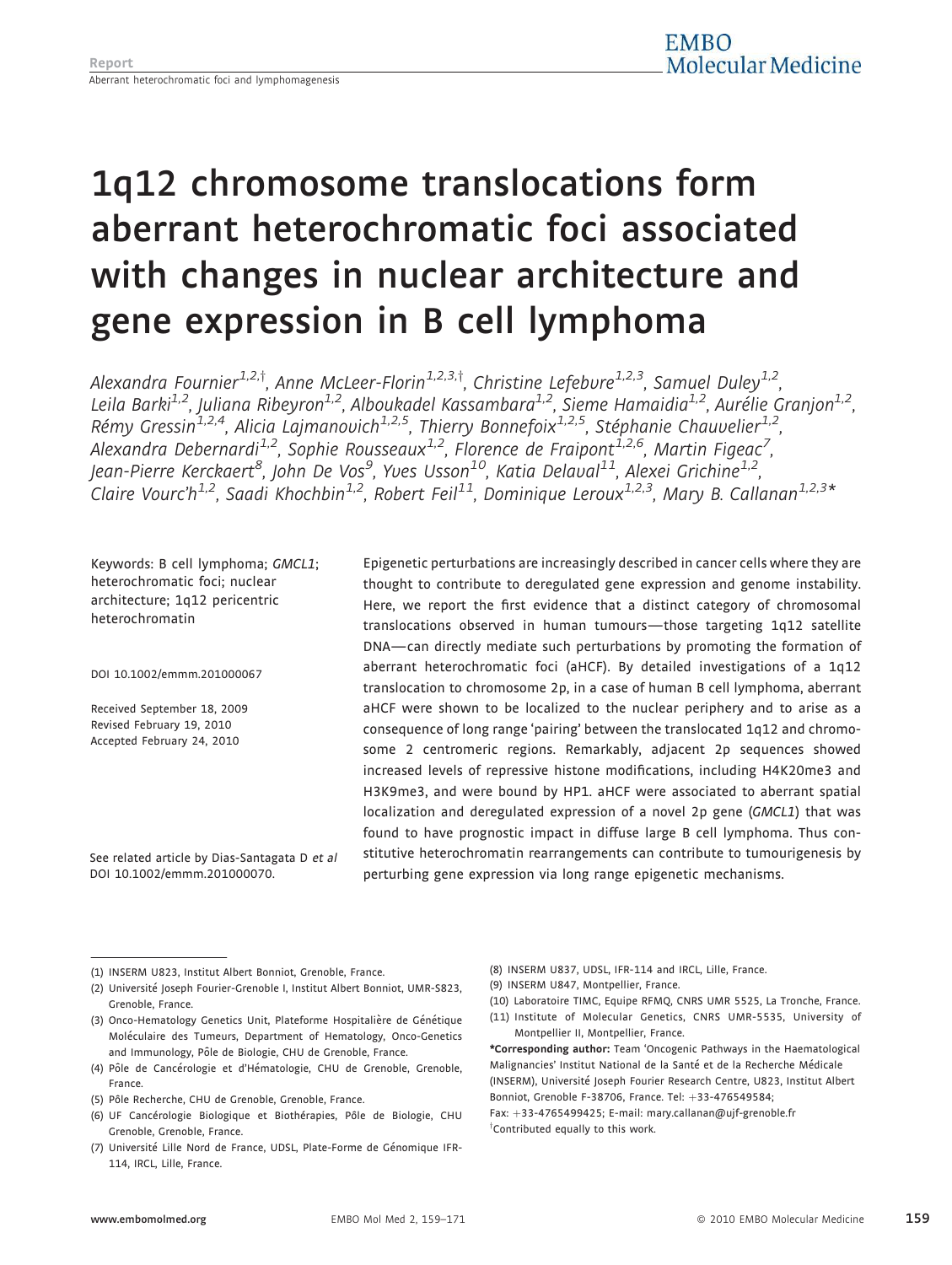# 1q12 chromosome translocations form aberrant heterochromatic foci associated with changes in nuclear architecture and gene expression in B cell lymphoma

*Alexandra Fournier*[1,2,†], *Anne McLeer-Florin*[1,2,3,†], *Christine Lefebvre*[1,2,3], *Samuel Duley*[1,2], *Leila Barki*[1,2], *Juliana Ribeyron*[1,2], *Alboukadel Kassambara*[1,2], *Sieme Hamaidia*[1,2], *Aurélie Granjon*[1,2], *Rémy Gressin*[1,2,4], *Alicia Lajmanovich*[1,2,5], *Thierry Bonnefoix*[1,2,5], *Stéphanie Chauvelier*[1,2], *Alexandra Debernardi*[1,2], *Sophie Rousseaux*[1,2], *Florence de Fraipont*[1,2,6], *Martin Figeac*[7], *Jean-Pierre Kerckaert*[8], *John De Vos*[9], *Yves Usson*[10], *Katia Delaval*[11], *Alexei Grichine*[1,2], *Claire Vourc'h*[1,2], *Saadi Khochbin*[1,2], *Robert Feil*[11], *Dominique Leroux*[1,2,3], *Mary B. Callanan*[1,2,3]*

Keywords: B cell lymphoma; *GMCL1*; heterochromatic foci; nuclear architecture; 1q12 pericentric heterochromatin

DOI 10.1002/emmm.201000067

Received September 18, 2009
Revised February 19, 2010
Accepted February 24, 2010

See related article by Dias-Santagata D *et al* DOI 10.1002/emmm.201000070.

Epigenetic perturbations are increasingly described in cancer cells where they are thought to contribute to deregulated gene expression and genome instability. Here, we report the first evidence that a distinct category of chromosomal translocations observed in human tumours—those targeting 1q12 satellite DNA—can directly mediate such perturbations by promoting the formation of aberrant heterochromatic foci (aHCF). By detailed investigations of a 1q12 translocation to chromosome 2p, in a case of human B cell lymphoma, aberrant aHCF were shown to be localized to the nuclear periphery and to arise as a consequence of long range 'pairing' between the translocated 1q12 and chromosome 2 centromeric regions. Remarkably, adjacent 2p sequences showed increased levels of repressive histone modifications, including H4K20me3 and H3K9me3, and were bound by HP1. aHCF were associated to aberrant spatial localization and deregulated expression of a novel 2p gene (*GMCL1*) that was found to have prognostic impact in diffuse large B cell lymphoma. Thus constitutive heterochromatin rearrangements can contribute to tumourigenesis by perturbing gene expression via long range epigenetic mechanisms.

(1) INSERM U823, Institut Albert Bonniot, Grenoble, France.
(2) Université Joseph Fourier-Grenoble I, Institut Albert Bonniot, UMR-S823, Grenoble, France.
(3) Onco-Hematology Genetics Unit, Plateforme Hospitalière de Génétique Moléculaire des Tumeurs, Department of Hematology, Onco-Genetics and Immunology, Pôle de Biologie, CHU de Grenoble, France.
(4) Pôle de Cancérologie et d'Hématologie, CHU de Grenoble, Grenoble, France.
(5) Pôle Recherche, CHU de Grenoble, Grenoble, France.
(6) UF Cancérologie Biologique et Biothérapies, Pôle de Biologie, CHU Grenoble, Grenoble, France.
(7) Université Lille Nord de France, UDSL, Plate-Forme de Génomique IFR-114, IRCL, Lille, France.
(8) INSERM U837, UDSL, IFR-114 and IRCL, Lille, France.
(9) INSERM U847, Montpellier, France.
(10) Laboratoire TIMC, Equipe RFMQ, CNRS UMR 5525, La Tronche, France.
(11) Institute of Molecular Genetics, CNRS UMR-5535, University of Montpellier II, Montpellier, France.

***Corresponding author:** Team 'Oncogenic Pathways in the Haematological Malignancies' Institut National de la Santé et de la Recherche Médicale (INSERM), Université Joseph Fourier Research Centre, U823, Institut Albert Bonniot, Grenoble F-38706, France. Tel: +33-476549584; Fax: +33-4765499425; E-mail: mary.callanan@ujf-grenoble.fr

†Contributed equally to this work.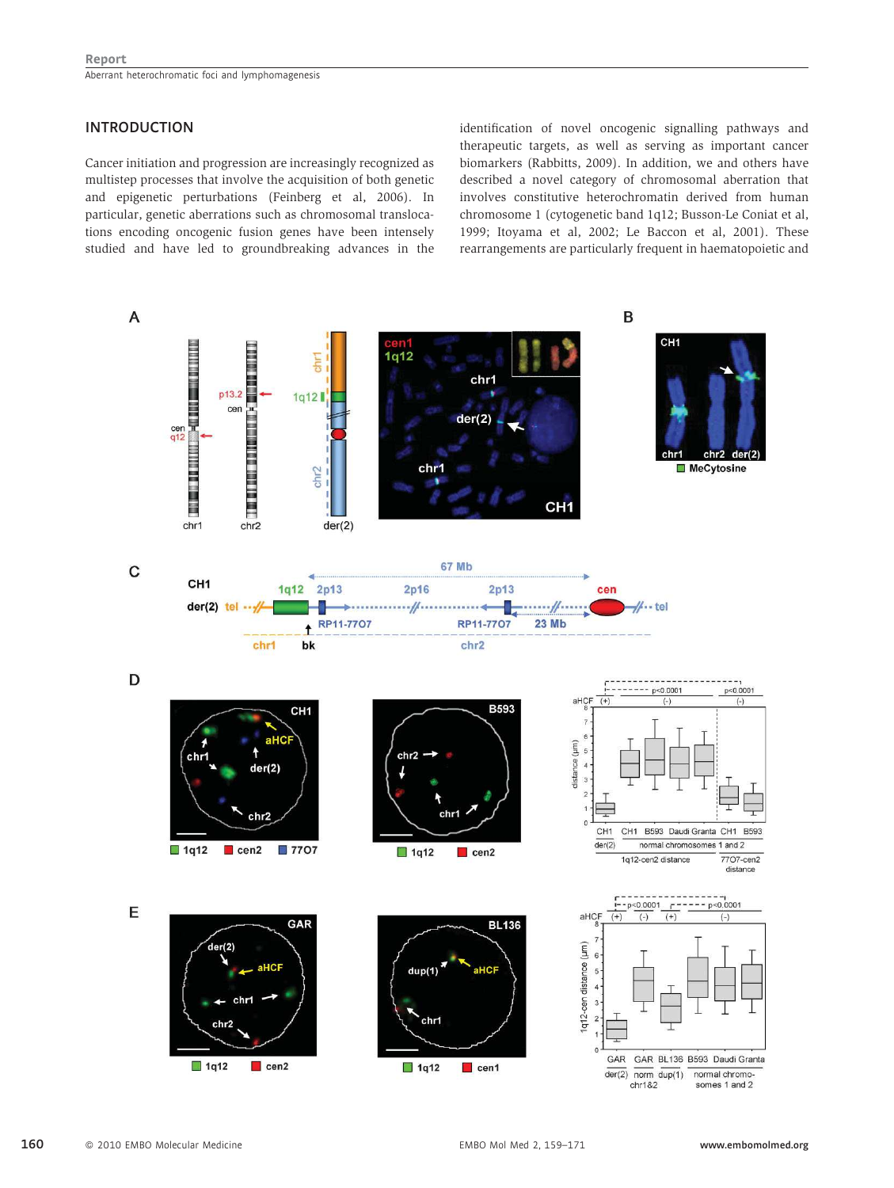## INTRODUCTION

Cancer initiation and progression are increasingly recognized as multistep processes that involve the acquisition of both genetic and epigenetic perturbations (Feinberg et al, 2006). In particular, genetic aberrations such as chromosomal translocations encoding oncogenic fusion genes have been intensely studied and have led to groundbreaking advances in the identification of novel oncogenic signalling pathways and therapeutic targets, as well as serving as important cancer biomarkers (Rabbitts, 2009). In addition, we and others have described a novel category of chromosomal aberration that involves constitutive heterochromatin derived from human chromosome 1 (cytogenetic band 1q12; Busson-Le Coniat et al, 1999; Itoyama et al, 2002; Le Baccon et al, 2001). These rearrangements are particularly frequent in haematopoietic and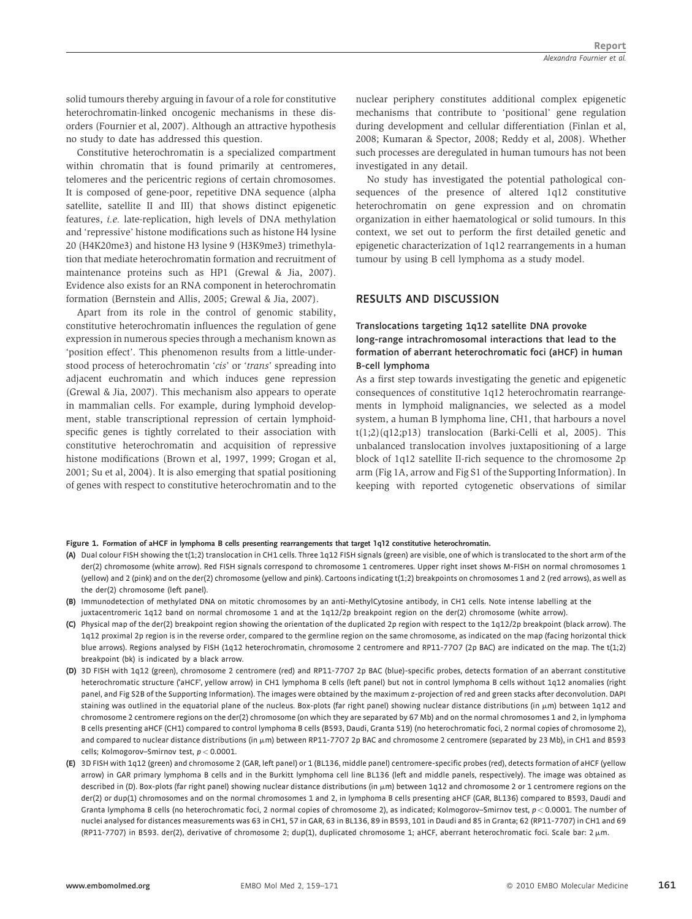solid tumours thereby arguing in favour of a role for constitutive heterochromatin-linked oncogenic mechanisms in these disorders (Fournier et al, 2007). Although an attractive hypothesis no study to date has addressed this question.

Constitutive heterochromatin is a specialized compartment within chromatin that is found primarily at centromeres, telomeres and the pericentric regions of certain chromosomes. It is composed of gene-poor, repetitive DNA sequence (alpha satellite, satellite II and III) that shows distinct epigenetic features, *i.e.* late-replication, high levels of DNA methylation and 'repressive' histone modifications such as histone H4 lysine 20 (H4K20me3) and histone H3 lysine 9 (H3K9me3) trimethylation that mediate heterochromatin formation and recruitment of maintenance proteins such as HP1 (Grewal & Jia, 2007). Evidence also exists for an RNA component in heterochromatin formation (Bernstein and Allis, 2005; Grewal & Jia, 2007).

Apart from its role in the control of genomic stability, constitutive heterochromatin influences the regulation of gene expression in numerous species through a mechanism known as 'position effect'. This phenomenon results from a little-understood process of heterochromatin '*cis*' or '*trans*' spreading into adjacent euchromatin and which induces gene repression (Grewal & Jia, 2007). This mechanism also appears to operate in mammalian cells. For example, during lymphoid development, stable transcriptional repression of certain lymphoid-specific genes is tightly correlated to their association with constitutive heterochromatin and acquisition of repressive histone modifications (Brown et al, 1997, 1999; Grogan et al, 2001; Su et al, 2004). It is also emerging that spatial positioning of genes with respect to constitutive heterochromatin and to the nuclear periphery constitutes additional complex epigenetic mechanisms that contribute to 'positional' gene regulation during development and cellular differentiation (Finlan et al, 2008; Kumaran & Spector, 2008; Reddy et al, 2008). Whether such processes are deregulated in human tumours has not been investigated in any detail.

No study has investigated the potential pathological consequences of the presence of altered 1q12 constitutive heterochromatin on gene expression and on chromatin organization in either haematological or solid tumours. In this context, we set out to perform the first detailed genetic and epigenetic characterization of 1q12 rearrangements in a human tumour by using B cell lymphoma as a study model.

## RESULTS AND DISCUSSION

### Translocations targeting 1q12 satellite DNA provoke long-range intrachromosomal interactions that lead to the formation of aberrant heterochromatic foci (aHCF) in human B-cell lymphoma

As a first step towards investigating the genetic and epigenetic consequences of constitutive 1q12 heterochromatin rearrangements in lymphoid malignancies, we selected as a model system, a human B lymphoma line, CH1, that harbours a novel t(1;2)(q12;p13) translocation (Barki-Celli et al, 2005). This unbalanced translocation involves juxtapositioning of a large block of 1q12 satellite II-rich sequence to the chromosome 2p arm (Fig 1A, arrow and Fig S1 of the Supporting Information). In keeping with reported cytogenetic observations of similar

**Figure 1. Formation of aHCF in lymphoma B cells presenting rearrangements that target 1q12 constitutive heterochromatin.**

**(A)** Dual colour FISH showing the t(1;2) translocation in CH1 cells. Three 1q12 FISH signals (green) are visible, one of which is translocated to the short arm of the der(2) chromosome (white arrow). Red FISH signals correspond to chromosome 1 centromeres. Upper right inset shows M-FISH on normal chromosomes 1 (yellow) and 2 (pink) and on the der(2) chromosome (yellow and pink). Cartoons indicating t(1;2) breakpoints on chromosomes 1 and 2 (red arrows), as well as the der(2) chromosome (left panel).

**(B)** Immunodetection of methylated DNA on mitotic chromosomes by an anti-MethylCytosine antibody, in CH1 cells. Note intense labelling at the juxtacentromeric 1q12 band on normal chromosome 1 and at the 1q12/2p breakpoint region on the der(2) chromosome (white arrow).

**(C)** Physical map of the der(2) breakpoint region showing the orientation of the duplicated 2p region with respect to the 1q12/2p breakpoint (black arrow). The 1q12 proximal 2p region is in the reverse order, compared to the germline region on the same chromosome, as indicated on the map (facing horizontal thick blue arrows). Regions analysed by FISH (1q12 heterochromatin, chromosome 2 centromere and RP11-77O7 (2p BAC) are indicated on the map. The t(1;2) breakpoint (bk) is indicated by a black arrow.

**(D)** 3D FISH with 1q12 (green), chromosome 2 centromere (red) and RP11-77O7 2p BAC (blue)-specific probes, detects formation of an aberrant constitutive heterochromatic structure ('aHCF', yellow arrow) in CH1 lymphoma B cells (left panel) but not in control lymphoma B cells without 1q12 anomalies (right panel, and Fig S2B of the Supporting Information). The images were obtained by the maximum z-projection of red and green stacks after deconvolution. DAPI staining was outlined in the equatorial plane of the nucleus. Box-plots (far right panel) showing nuclear distance distributions (in μm) between 1q12 and chromosome 2 centromere regions on the der(2) chromosome (on which they are separated by 67 Mb) and on the normal chromosomes 1 and 2, in lymphoma B cells presenting aHCF (CH1) compared to control lymphoma B cells (B593, Daudi, Granta 519) (no heterochromatic foci, 2 normal copies of chromosome 2), and compared to nuclear distance distributions (in μm) between RP11-77O7 2p BAC and chromosome 2 centromere (separated by 23 Mb), in CH1 and B593 cells; Kolmogorov–Smirnov test, $p < 0.0001$.

**(E)** 3D FISH with 1q12 (green) and chromosome 2 (GAR, left panel) or 1 (BL136, middle panel) centromere-specific probes (red), detects formation of aHCF (yellow arrow) in GAR primary lymphoma B cells and in the Burkitt lymphoma cell line BL136 (left and middle panels, respectively). The image was obtained as described in (D). Box-plots (far right panel) showing nuclear distance distributions (in μm) between 1q12 and chromosome 2 or 1 centromere regions on the der(2) or dup(1) chromosomes and on the normal chromosomes 1 and 2, in lymphoma B cells presenting aHCF (GAR, BL136) compared to B593, Daudi and Granta lymphoma B cells (no heterochromatic foci, 2 normal copies of chromosome 2), as indicated; Kolmogorov–Smirnov test, $p < 0.0001$. The number of nuclei analysed for distances measurements was 63 in CH1, 57 in GAR, 63 in BL136, 89 in B593, 101 in Daudi and 85 in Granta; 62 (RP11-77O7) in CH1 and 69 (RP11-77O7) in B593. der(2), derivative of chromosome 2; dup(1), duplicated chromosome 1; aHCF, aberrant heterochromatic foci. Scale bar: 2 μm.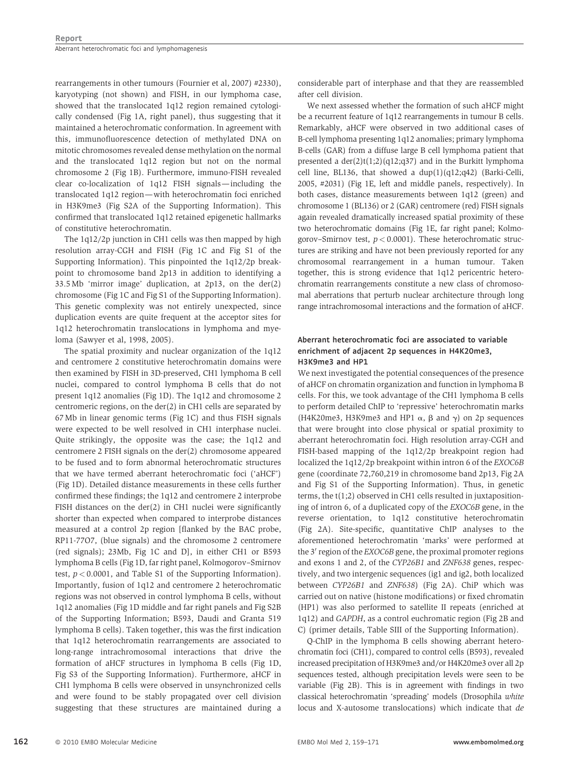rearrangements in other tumours (Fournier et al, 2007) #2330), karyotyping (not shown) and FISH, in our lymphoma case, showed that the translocated 1q12 region remained cytologically condensed (Fig 1A, right panel), thus suggesting that it maintained a heterochromatic conformation. In agreement with this, immunofluorescence detection of methylated DNA on mitotic chromosomes revealed dense methylation on the normal and the translocated 1q12 region but not on the normal chromosome 2 (Fig 1B). Furthermore, immuno-FISH revealed clear co-localization of 1q12 FISH signals—including the translocated 1q12 region—with heterochromatin foci enriched in H3K9me3 (Fig S2A of the Supporting Information). This confirmed that translocated 1q12 retained epigenetic hallmarks of constitutive heterochromatin.

The 1q12/2p junction in CH1 cells was then mapped by high resolution array-CGH and FISH (Fig 1C and Fig S1 of the Supporting Information). This pinpointed the 1q12/2p breakpoint to chromosome band 2p13 in addition to identifying a 33.5 Mb 'mirror image' duplication, at 2p13, on the der(2) chromosome (Fig 1C and Fig S1 of the Supporting Information). This genetic complexity was not entirely unexpected, since duplication events are quite frequent at the acceptor sites for 1q12 heterochromatin translocations in lymphoma and myeloma (Sawyer et al, 1998, 2005).

The spatial proximity and nuclear organization of the 1q12 and centromere 2 constitutive heterochromatin domains were then examined by FISH in 3D-preserved, CH1 lymphoma B cell nuclei, compared to control lymphoma B cells that do not present 1q12 anomalies (Fig 1D). The 1q12 and chromosome 2 centromeric regions, on the der(2) in CH1 cells are separated by 67 Mb in linear genomic terms (Fig 1C) and thus FISH signals were expected to be well resolved in CH1 interphase nuclei. Quite strikingly, the opposite was the case; the 1q12 and centromere 2 FISH signals on the der(2) chromosome appeared to be fused and to form abnormal heterochromatic structures that we have termed aberrant heterochromatic foci ('aHCF') (Fig 1D). Detailed distance measurements in these cells further confirmed these findings; the 1q12 and centromere 2 interprobe FISH distances on the der(2) in CH1 nuclei were significantly shorter than expected when compared to interprobe distances measured at a control 2p region [flanked by the BAC probe, RP11-77O7, (blue signals) and the chromosome 2 centromere (red signals); 23Mb, Fig 1C and D], in either CH1 or B593 lymphoma B cells (Fig 1D, far right panel, Kolmogorov–Smirnov test, $p < 0.0001$, and Table S1 of the Supporting Information). Importantly, fusion of 1q12 and centromere 2 heterochromatic regions was not observed in control lymphoma B cells, without 1q12 anomalies (Fig 1D middle and far right panels and Fig S2B of the Supporting Information; B593, Daudi and Granta 519 lymphoma B cells). Taken together, this was the first indication that 1q12 heterochromatin rearrangements are associated to long-range intrachromosomal interactions that drive the formation of aHCF structures in lymphoma B cells (Fig 1D, Fig S3 of the Supporting Information). Furthermore, aHCF in CH1 lymphoma B cells were observed in unsynchronized cells and were found to be stably propagated over cell division suggesting that these structures are maintained during a considerable part of interphase and that they are reassembled after cell division.

We next assessed whether the formation of such aHCF might be a recurrent feature of 1q12 rearrangements in tumour B cells. Remarkably, aHCF were observed in two additional cases of B-cell lymphoma presenting 1q12 anomalies; primary lymphoma B-cells (GAR) from a diffuse large B cell lymphoma patient that presented a der(2)t(1;2)(q12;q37) and in the Burkitt lymphoma cell line, BL136, that showed a dup(1)(q12;q42) (Barki-Celli, 2005, #2031) (Fig 1E, left and middle panels, respectively). In both cases, distance measurements between 1q12 (green) and chromosome 1 (BL136) or 2 (GAR) centromere (red) FISH signals again revealed dramatically increased spatial proximity of these two heterochromatic domains (Fig 1E, far right panel; Kolmogorov–Smirnov test, $p < 0.0001$). These heterochromatic structures are striking and have not been previously reported for any chromosomal rearrangement in a human tumour. Taken together, this is strong evidence that 1q12 pericentric heterochromatin rearrangements constitute a new class of chromosomal aberrations that perturb nuclear architecture through long range intrachromosomal interactions and the formation of aHCF.

### Aberrant heterochromatic foci are associated to variable enrichment of adjacent 2p sequences in H4K20me3, H3K9me3 and HP1

We next investigated the potential consequences of the presence of aHCF on chromatin organization and function in lymphoma B cells. For this, we took advantage of the CH1 lymphoma B cells to perform detailed ChIP to 'repressive' heterochromatin marks (H4K20me3, H3K9me3 and HP1 α, β and γ) on 2p sequences that were brought into close physical or spatial proximity to aberrant heterochromatin foci. High resolution array-CGH and FISH-based mapping of the 1q12/2p breakpoint region had localized the 1q12/2p breakpoint within intron 6 of the *EXOC6B* gene (coordinate 72,760,219 in chromosome band 2p13, Fig 2A and Fig S1 of the Supporting Information). Thus, in genetic terms, the t(1;2) observed in CH1 cells resulted in juxtapositioning of intron 6, of a duplicated copy of the *EXOC6B* gene, in the reverse orientation, to 1q12 constitutive heterochromatin (Fig 2A). Site-specific, quantitative ChIP analyses to the aforementioned heterochromatin 'marks' were performed at the 3′ region of the *EXOC6B* gene, the proximal promoter regions and exons 1 and 2, of the *CYP26B1* and *ZNF638* genes, respectively, and two intergenic sequences (ig1 and ig2, both localized between *CYP26B1* and *ZNF638*) (Fig 2A). ChiP which was carried out on native (histone modifications) or fixed chromatin (HP1) was also performed to satellite II repeats (enriched at 1q12) and *GAPDH*, as a control euchromatic region (Fig 2B and C) (primer details, Table SIII of the Supporting Information).

Q-ChIP in the lymphoma B cells showing aberrant heterochromatin foci (CH1), compared to control cells (B593), revealed increased precipitation of H3K9me3 and/or H4K20me3 over all 2p sequences tested, although precipitation levels were seen to be variable (Fig 2B). This is in agreement with findings in two classical heterochromatin 'spreading' models (Drosophila *white* locus and X-autosome translocations) which indicate that *de*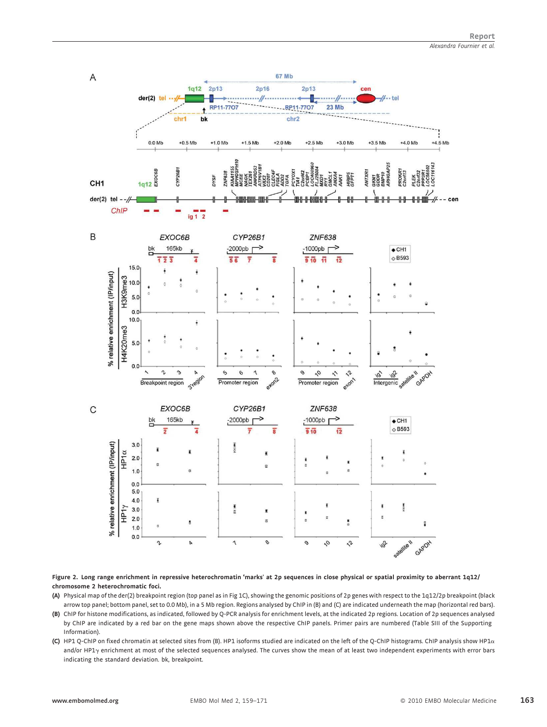**Figure 2. Long range enrichment in repressive heterochromatin 'marks' at 2p sequences in close physical or spatial proximity to aberrant 1q12/ chromosome 2 heterochromatic foci.**

**(A)** Physical map of the der(2) breakpoint region (top panel as in Fig 1C), showing the genomic positions of 2p genes with respect to the 1q12/2p breakpoint (black arrow top panel; bottom panel, set to 0.0 Mb), in a 5 Mb region. Regions analysed by ChIP in (B) and (C) are indicated underneath the map (horizontal red bars).

**(B)** ChIP for histone modifications, as indicated, followed by Q-PCR analysis for enrichment levels, at the indicated 2p regions. Location of 2p sequences analysed by ChIP are indicated by a red bar on the gene maps shown above the respective ChIP panels. Primer pairs are numbered (Table SIII of the Supporting Information).

**(C)** HP1 Q-ChIP on fixed chromatin at selected sites from (B). HP1 isoforms studied are indicated on the left of the Q-ChIP histograms. ChIP analysis show HP1α and/or HP1γ enrichment at most of the selected sequences analysed. The curves show the mean of at least two independent experiments with error bars indicating the standard deviation. bk, breakpoint.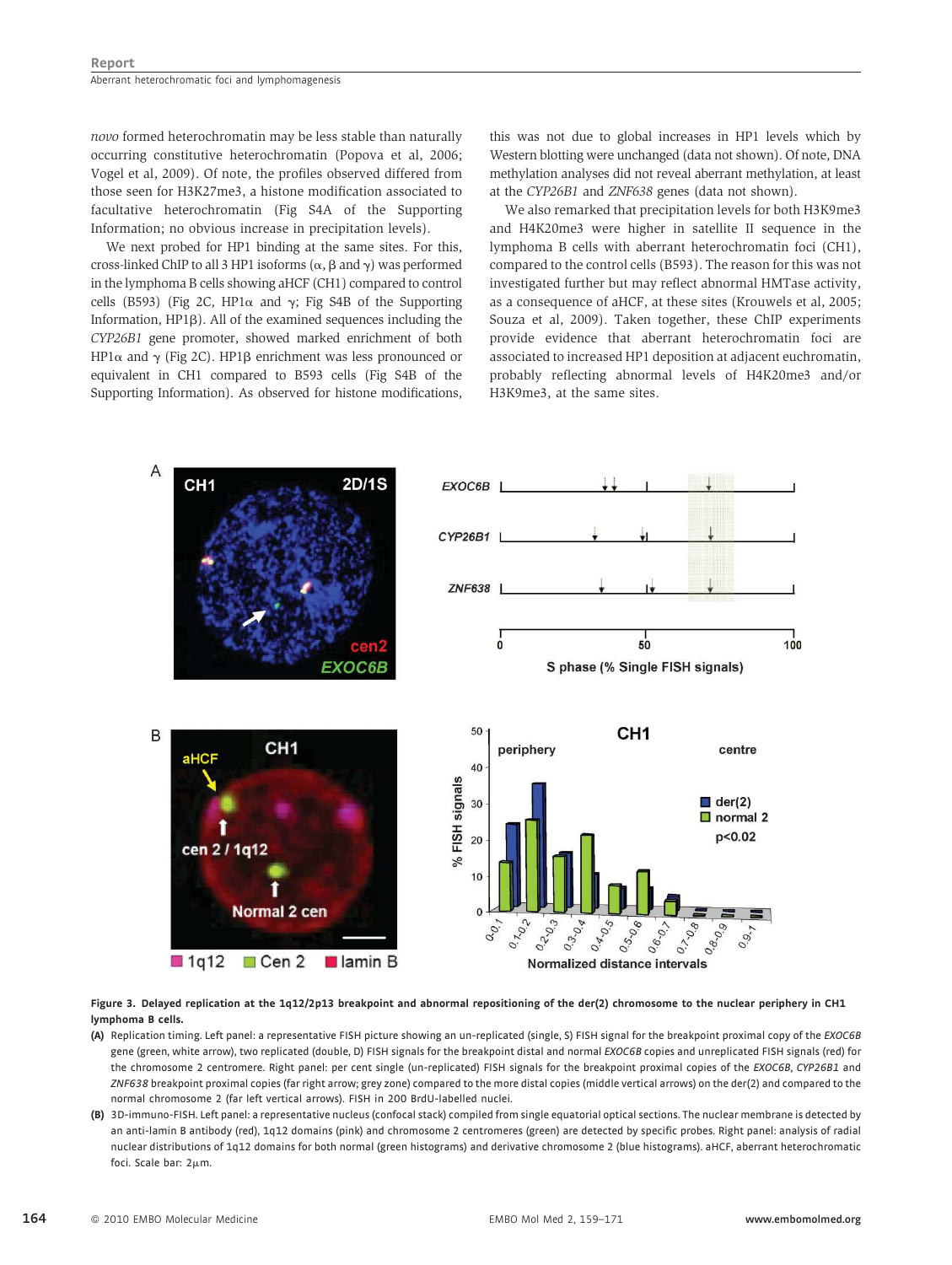*novo* formed heterochromatin may be less stable than naturally occurring constitutive heterochromatin (Popova et al, 2006; Vogel et al, 2009). Of note, the profiles observed differed from those seen for H3K27me3, a histone modification associated to facultative heterochromatin (Fig S4A of the Supporting Information; no obvious increase in precipitation levels).

We next probed for HP1 binding at the same sites. For this, cross-linked ChIP to all 3 HP1 isoforms (α, β and γ) was performed in the lymphoma B cells showing aHCF (CH1) compared to control cells (B593) (Fig 2C, HP1α and γ; Fig S4B of the Supporting Information, HP1β). All of the examined sequences including the *CYP26B1* gene promoter, showed marked enrichment of both HP1α and γ (Fig 2C). HP1β enrichment was less pronounced or equivalent in CH1 compared to B593 cells (Fig S4B of the Supporting Information). As observed for histone modifications, this was not due to global increases in HP1 levels which by Western blotting were unchanged (data not shown). Of note, DNA methylation analyses did not reveal aberrant methylation, at least at the *CYP26B1* and *ZNF638* genes (data not shown).

We also remarked that precipitation levels for both H3K9me3 and H4K20me3 were higher in satellite II sequence in the lymphoma B cells with aberrant heterochromatin foci (CH1), compared to the control cells (B593). The reason for this was not investigated further but may reflect abnormal HMTase activity, as a consequence of aHCF, at these sites (Krouwels et al, 2005; Souza et al, 2009). Taken together, these ChIP experiments provide evidence that aberrant heterochromatin foci are associated to increased HP1 deposition at adjacent euchromatin, probably reflecting abnormal levels of H4K20me3 and/or H3K9me3, at the same sites.

**Figure 3. Delayed replication at the 1q12/2p13 breakpoint and abnormal repositioning of the der(2) chromosome to the nuclear periphery in CH1 lymphoma B cells.**

**(A)** Replication timing. Left panel: a representative FISH picture showing an un-replicated (single, S) FISH signal for the breakpoint proximal copy of the *EXOC6B* gene (green, white arrow), two replicated (double, D) FISH signals for the breakpoint distal and normal *EXOC6B* copies and unreplicated FISH signals (red) for the chromosome 2 centromere. Right panel: per cent single (un-replicated) FISH signals for the breakpoint proximal copies of the *EXOC6B*, *CYP26B1* and *ZNF638* breakpoint proximal copies (far right arrow; grey zone) compared to the more distal copies (middle vertical arrows) on the der(2) and compared to the normal chromosome 2 (far left vertical arrows). FISH in 200 BrdU-labelled nuclei.

**(B)** 3D-immuno-FISH. Left panel: a representative nucleus (confocal stack) compiled from single equatorial optical sections. The nuclear membrane is detected by an anti-lamin B antibody (red), 1q12 domains (pink) and chromosome 2 centromeres (green) are detected by specific probes. Right panel: analysis of radial nuclear distributions of 1q12 domains for both normal (green histograms) and derivative chromosome 2 (blue histograms). aHCF, aberrant heterochromatic foci. Scale bar: 2μm.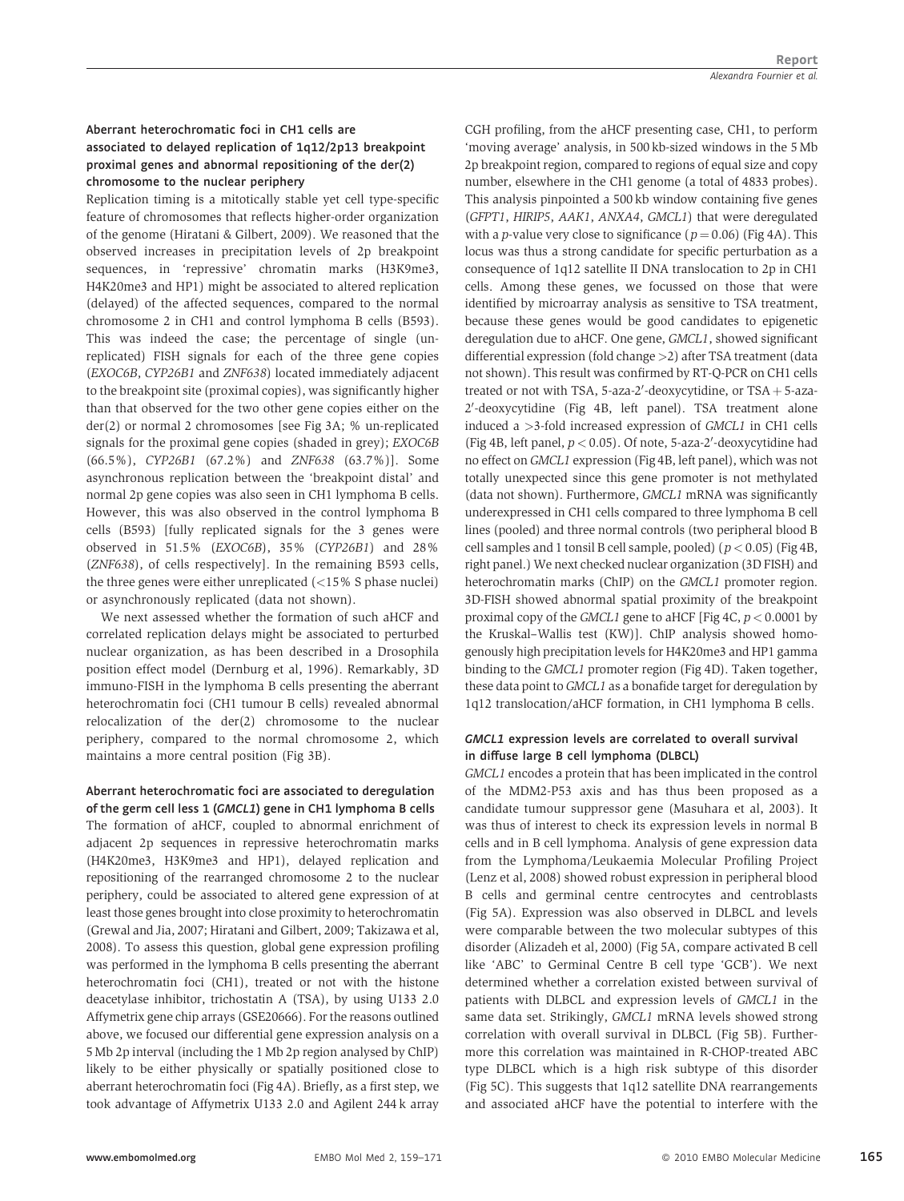### Aberrant heterochromatic foci in CH1 cells are associated to delayed replication of 1q12/2p13 breakpoint proximal genes and abnormal repositioning of the der(2) chromosome to the nuclear periphery

Replication timing is a mitotically stable yet cell type-specific feature of chromosomes that reflects higher-order organization of the genome (Hiratani & Gilbert, 2009). We reasoned that the observed increases in precipitation levels of 2p breakpoint sequences, in 'repressive' chromatin marks (H3K9me3, H4K20me3 and HP1) might be associated to altered replication (delayed) of the affected sequences, compared to the normal chromosome 2 in CH1 and control lymphoma B cells (B593). This was indeed the case; the percentage of single (un-replicated) FISH signals for each of the three gene copies (*EXOC6B*, *CYP26B1* and *ZNF638*) located immediately adjacent to the breakpoint site (proximal copies), was significantly higher than that observed for the two other gene copies either on the der(2) or normal 2 chromosomes [see Fig 3A; % un-replicated signals for the proximal gene copies (shaded in grey); *EXOC6B* (66.5%), *CYP26B1* (67.2%) and *ZNF638* (63.7%)]. Some asynchronous replication between the 'breakpoint distal' and normal 2p gene copies was also seen in CH1 lymphoma B cells. However, this was also observed in the control lymphoma B cells (B593) [fully replicated signals for the 3 genes were observed in 51.5% (*EXOC6B*), 35% (*CYP26B1*) and 28% (*ZNF638*), of cells respectively]. In the remaining B593 cells, the three genes were either unreplicated (<15% S phase nuclei) or asynchronously replicated (data not shown).

We next assessed whether the formation of such aHCF and correlated replication delays might be associated to perturbed nuclear organization, as has been described in a Drosophila position effect model (Dernburg et al, 1996). Remarkably, 3D immuno-FISH in the lymphoma B cells presenting the aberrant heterochromatin foci (CH1 tumour B cells) revealed abnormal relocalization of the der(2) chromosome to the nuclear periphery, compared to the normal chromosome 2, which maintains a more central position (Fig 3B).

### Aberrant heterochromatic foci are associated to deregulation of the germ cell less 1 (*GMCL1*) gene in CH1 lymphoma B cells

The formation of aHCF, coupled to abnormal enrichment of adjacent 2p sequences in repressive heterochromatin marks (H4K20me3, H3K9me3 and HP1), delayed replication and repositioning of the rearranged chromosome 2 to the nuclear periphery, could be associated to altered gene expression of at least those genes brought into close proximity to heterochromatin (Grewal and Jia, 2007; Hiratani and Gilbert, 2009; Takizawa et al, 2008). To assess this question, global gene expression profiling was performed in the lymphoma B cells presenting the aberrant heterochromatin foci (CH1), treated or not with the histone deacetylase inhibitor, trichostatin A (TSA), by using U133 2.0 Affymetrix gene chip arrays (GSE20666). For the reasons outlined above, we focused our differential gene expression analysis on a 5 Mb 2p interval (including the 1 Mb 2p region analysed by ChIP) likely to be either physically or spatially positioned close to aberrant heterochromatin foci (Fig 4A). Briefly, as a first step, we took advantage of Affymetrix U133 2.0 and Agilent 244 k array CGH profiling, from the aHCF presenting case, CH1, to perform 'moving average' analysis, in 500 kb-sized windows in the 5 Mb 2p breakpoint region, compared to regions of equal size and copy number, elsewhere in the CH1 genome (a total of 4833 probes). This analysis pinpointed a 500 kb window containing five genes (*GFPT1*, *HIRIP5*, *AAK1*, *ANXA4*, *GMCL1*) that were deregulated with a *p*-value very close to significance ($p = 0.06$) (Fig 4A). This locus was thus a strong candidate for specific perturbation as a consequence of 1q12 satellite II DNA translocation to 2p in CH1 cells. Among these genes, we focussed on those that were identified by microarray analysis as sensitive to TSA treatment, because these genes would be good candidates to epigenetic deregulation due to aHCF. One gene, *GMCL1*, showed significant differential expression (fold change >2) after TSA treatment (data not shown). This result was confirmed by RT-Q-PCR on CH1 cells treated or not with TSA, 5-aza-2′-deoxycytidine, or TSA + 5-aza-2′-deoxycytidine (Fig 4B, left panel). TSA treatment alone induced a >3-fold increased expression of *GMCL1* in CH1 cells (Fig 4B, left panel, $p < 0.05$). Of note, 5-aza-2′-deoxycytidine had no effect on *GMCL1* expression (Fig 4B, left panel), which was not totally unexpected since this gene promoter is not methylated (data not shown). Furthermore, *GMCL1* mRNA was significantly underexpressed in CH1 cells compared to three lymphoma B cell lines (pooled) and three normal controls (two peripheral blood B cell samples and 1 tonsil B cell sample, pooled) ($p < 0.05$) (Fig 4B, right panel.) We next checked nuclear organization (3D FISH) and heterochromatin marks (ChIP) on the *GMCL1* promoter region. 3D-FISH showed abnormal spatial proximity of the breakpoint proximal copy of the *GMCL1* gene to aHCF [Fig 4C, $p < 0.0001$ by the Kruskal–Wallis test (KW)]. ChIP analysis showed homogenously high precipitation levels for H4K20me3 and HP1 gamma binding to the *GMCL1* promoter region (Fig 4D). Taken together, these data point to *GMCL1* as a bonafide target for deregulation by 1q12 translocation/aHCF formation, in CH1 lymphoma B cells.

### *GMCL1* expression levels are correlated to overall survival in diffuse large B cell lymphoma (DLBCL)

*GMCL1* encodes a protein that has been implicated in the control of the MDM2-P53 axis and has thus been proposed as a candidate tumour suppressor gene (Masuhara et al, 2003). It was thus of interest to check its expression levels in normal B cells and in B cell lymphoma. Analysis of gene expression data from the Lymphoma/Leukaemia Molecular Profiling Project (Lenz et al, 2008) showed robust expression in peripheral blood B cells and germinal centre centrocytes and centroblasts (Fig 5A). Expression was also observed in DLBCL and levels were comparable between the two molecular subtypes of this disorder (Alizadeh et al, 2000) (Fig 5A, compare activated B cell like 'ABC' to Germinal Centre B cell type 'GCB'). We next determined whether a correlation existed between survival of patients with DLBCL and expression levels of *GMCL1* in the same data set. Strikingly, *GMCL1* mRNA levels showed strong correlation with overall survival in DLBCL (Fig 5B). Furthermore this correlation was maintained in R-CHOP-treated ABC type DLBCL which is a high risk subtype of this disorder (Fig 5C). This suggests that 1q12 satellite DNA rearrangements and associated aHCF have the potential to interfere with the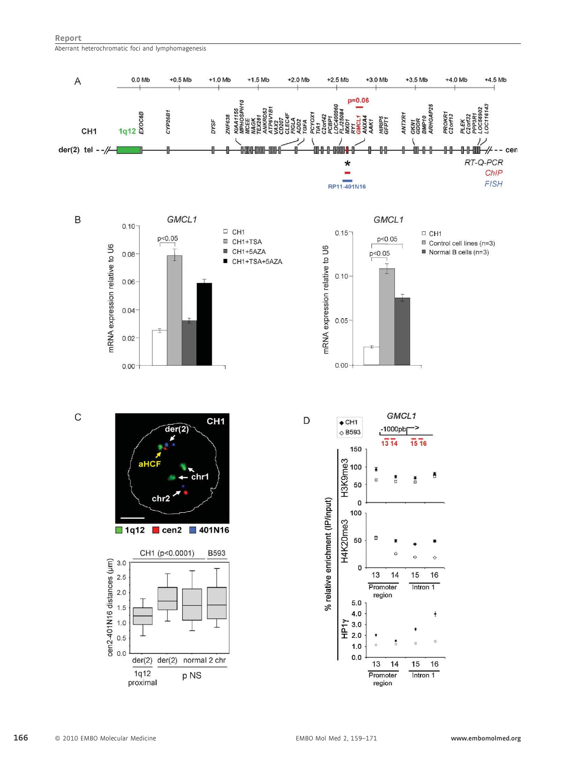A

0.0 Mb +0.5 Mb +1.0 Mb +1.5 Mb +2.0 Mb +2.5 Mb +3.0 Mb +3.5 Mb +4.0 Mb +4.5 Mb

CH1 1q12 EXOC6B CYP26B1 DYSF ZNF638 KIAA1155 MPHOSPH10 MCEE NAGK TEX261 ANKRD53 ATP6V1B1 VAX2 CD207 CLEC4F FIGLA ADD2 TGFA PCYOX1 TIA1 C2orf42 PCBP1 LOC400960 FLJ25084 MXD1 RY1 GMCL1 ANXA4 AAK1 HIRIP5 GFPT1 ANTXR1 GKN1 GDDR BMP10 ARHGAP25 PROKR1 C2orf32 PLEK C2orf32 PPP3R1 LOC56902 LOC116143

p=0.06

der(2) tel - - // - - cen

\* RT-Q-PCR

ChIP

FISH

RP11-401N16

B

*GMCL1*

mRNA expression relative to U6

p<0.05

□ CH1
▒ CH1+TSA
▓ CH1+5AZA
■ CH1+TSA+5AZA

*GMCL1*

mRNA expression relative to U6

p<0.05

p<0.05

□ CH1
▒ Control cell lines (n=3)
▓ Normal B cells (n=3)

C

CH1

der(2)

aHCF

chr1

chr2

■ 1q12 ■ cen2 ■ 401N16

CH1 (p<0.0001) B593

cen2-401N16 distances (µm)

der(2) 1q12 proximal | der(2) | normal 2 chr

p NS

D

*GMCL1*

◆ CH1
◇ B593

-1000pb

13 14 15 16

% relative enrichment (IP/input)

H3K9me3

H4K20me3

HP1γ

13 14 15 16

Promoter region | Intron 1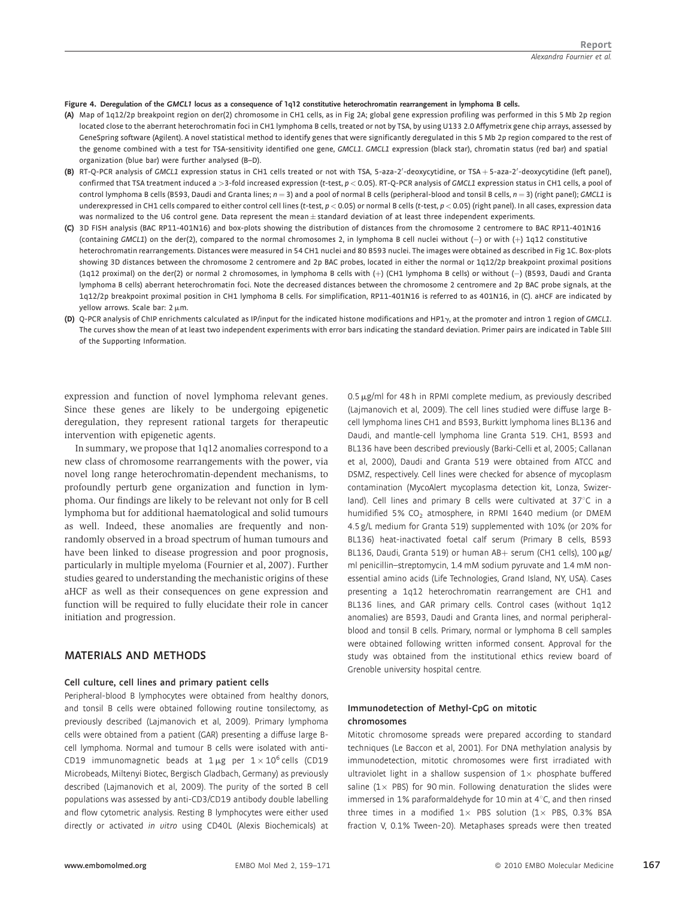**Figure 4. Deregulation of the *GMCL1* locus as a consequence of 1q12 constitutive heterochromatin rearrangement in lymphoma B cells.**

**(A)** Map of 1q12/2p breakpoint region on der(2) chromosome in CH1 cells, as in Fig 2A; global gene expression profiling was performed in this 5 Mb 2p region located close to the aberrant heterochromatin foci in CH1 lymphoma B cells, treated or not by TSA, by using U133 2.0 Affymetrix gene chip arrays, assessed by GeneSpring software (Agilent). A novel statistical method to identify genes that were significantly deregulated in this 5 Mb 2p region compared to the rest of the genome combined with a test for TSA-sensitivity identified one gene, *GMCL1*. *GMCL1* expression (black star), chromatin status (red bar) and spatial organization (blue bar) were further analysed (B–D).

**(B)** RT-Q-PCR analysis of *GMCL1* expression status in CH1 cells treated or not with TSA, 5-aza-2′-deoxycytidine, or TSA + 5-aza-2′-deoxycytidine (left panel), confirmed that TSA treatment induced a >3-fold increased expression (*t*-test, $p < 0.05$). RT-Q-PCR analysis of *GMCL1* expression status in CH1 cells, a pool of control lymphoma B cells (B593, Daudi and Granta lines; $n = 3$) and a pool of normal B cells (peripheral-blood and tonsil B cells, $n = 3$) (right panel); *GMCL1* is underexpressed in CH1 cells compared to either control cell lines (*t*-test, $p < 0.05$) or normal B cells (*t*-test, $p < 0.05$) (right panel). In all cases, expression data was normalized to the U6 control gene. Data represent the mean ± standard deviation of at least three independent experiments.

**(C)** 3D FISH analysis (BAC RP11-401N16) and box-plots showing the distribution of distances from the chromosome 2 centromere to BAC RP11-401N16 (containing *GMCL1*) on the der(2), compared to the normal chromosomes 2, in lymphoma B cell nuclei without (−) or with (+) 1q12 constitutive heterochromatin rearrangements. Distances were measured in 54 CH1 nuclei and 80 B593 nuclei. The images were obtained as described in Fig 1C. Box-plots showing 3D distances between the chromosome 2 centromere and 2p BAC probes, located in either the normal or 1q12/2p breakpoint proximal positions (1q12 proximal) on the der(2) or normal 2 chromosomes, in lymphoma B cells with (+) (CH1 lymphoma B cells) or without (−) (B593, Daudi and Granta lymphoma B cells) aberrant heterochromatin foci. Note the decreased distances between the chromosome 2 centromere and 2p BAC probe signals, at the 1q12/2p breakpoint proximal position in CH1 lymphoma B cells. For simplification, RP11-401N16 is referred to as 401N16, in (C). aHCF are indicated by yellow arrows. Scale bar: 2 μm.

**(D)** Q-PCR analysis of ChIP enrichments calculated as IP/input for the indicated histone modifications and HP1γ, at the promoter and intron 1 region of *GMCL1*. The curves show the mean of at least two independent experiments with error bars indicating the standard deviation. Primer pairs are indicated in Table SIII of the Supporting Information.

expression and function of novel lymphoma relevant genes. Since these genes are likely to be undergoing epigenetic deregulation, they represent rational targets for therapeutic intervention with epigenetic agents.

In summary, we propose that 1q12 anomalies correspond to a new class of chromosome rearrangements with the power, via novel long range heterochromatin-dependent mechanisms, to profoundly perturb gene organization and function in lymphoma. Our findings are likely to be relevant not only for B cell lymphoma but for additional haematological and solid tumours as well. Indeed, these anomalies are frequently and non-randomly observed in a broad spectrum of human tumours and have been linked to disease progression and poor prognosis, particularly in multiple myeloma (Fournier et al, 2007). Further studies geared to understanding the mechanistic origins of these aHCF as well as their consequences on gene expression and function will be required to fully elucidate their role in cancer initiation and progression.

## MATERIALS AND METHODS

### Cell culture, cell lines and primary patient cells

Peripheral-blood B lymphocytes were obtained from healthy donors, and tonsil B cells were obtained following routine tonsilectomy, as previously described (Lajmanovich et al, 2009). Primary lymphoma cells were obtained from a patient (GAR) presenting a diffuse large B-cell lymphoma. Normal and tumour B cells were isolated with anti-CD19 immunomagnetic beads at 1 μg per $1 \times 10^6$ cells (CD19 Microbeads, Miltenyi Biotec, Bergisch Gladbach, Germany) as previously described (Lajmanovich et al, 2009). The purity of the sorted B cell populations was assessed by anti-CD3/CD19 antibody double labelling and flow cytometric analysis. Resting B lymphocytes were either used directly or activated *in vitro* using CD40L (Alexis Biochemicals) at 0.5 μg/ml for 48 h in RPMI complete medium, as previously described (Lajmanovich et al, 2009). The cell lines studied were diffuse large B-cell lymphoma lines CH1 and B593, Burkitt lymphoma lines BL136 and Daudi, and mantle-cell lymphoma line Granta 519. CH1, B593 and BL136 have been described previously (Barki-Celli et al, 2005; Callanan et al, 2000), Daudi and Granta 519 were obtained from ATCC and DSMZ, respectively. Cell lines were checked for absence of mycoplasm contamination (MycoAlert mycoplasma detection kit, Lonza, Swizerland). Cell lines and primary B cells were cultivated at 37°C in a humidified 5% $CO_2$ atmosphere, in RPMI 1640 medium (or DMEM 4.5 g/L medium for Granta 519) supplemented with 10% (or 20% for BL136) heat-inactivated foetal calf serum (Primary B cells, B593 BL136, Daudi, Granta 519) or human AB+ serum (CH1 cells), 100 μg/ml penicillin–streptomycin, 1.4 mM sodium pyruvate and 1.4 mM non-essential amino acids (Life Technologies, Grand Island, NY, USA). Cases presenting a 1q12 heterochromatin rearrangement are CH1 and BL136 lines, and GAR primary cells. Control cases (without 1q12 anomalies) are B593, Daudi and Granta lines, and normal peripheral-blood and tonsil B cells. Primary, normal or lymphoma B cell samples were obtained following written informed consent. Approval for the study was obtained from the institutional ethics review board of Grenoble university hospital centre.

### Immunodetection of Methyl-CpG on mitotic chromosomes

Mitotic chromosome spreads were prepared according to standard techniques (Le Baccon et al, 2001). For DNA methylation analysis by immunodetection, mitotic chromosomes were first irradiated with ultraviolet light in a shallow suspension of 1× phosphate buffered saline (1× PBS) for 90 min. Following denaturation the slides were immersed in 1% paraformaldehyde for 10 min at 4°C, and then rinsed three times in a modified 1× PBS solution (1× PBS, 0.3% BSA fraction V, 0.1% Tween-20). Metaphases spreads were then treated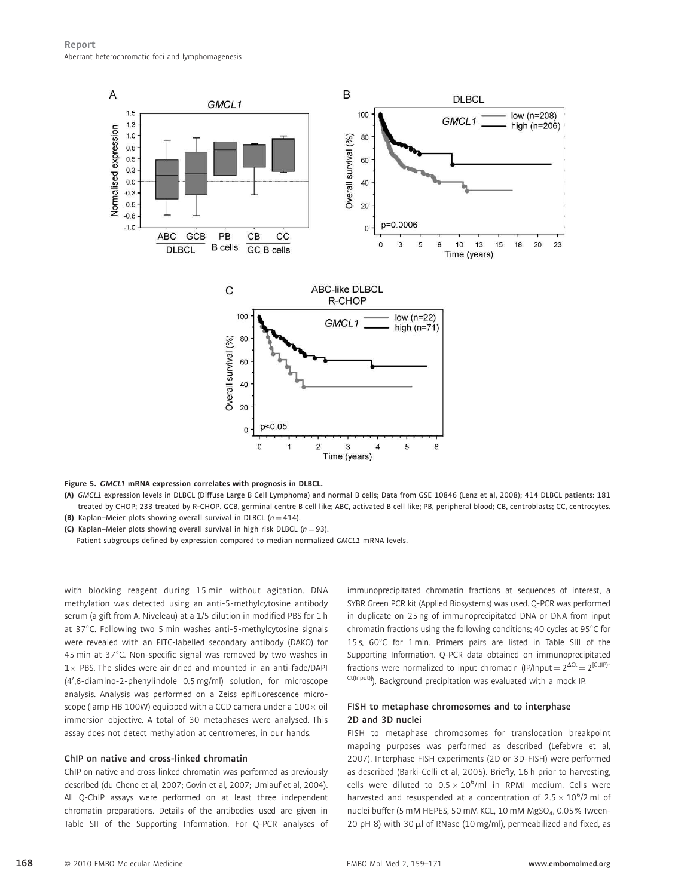**Figure 5. *GMCL1* mRNA expression correlates with prognosis in DLBCL.**

**(A)** *GMCL1* expression levels in DLBCL (Diffuse Large B Cell Lymphoma) and normal B cells; Data from GSE 10846 (Lenz et al, 2008); 414 DLBCL patients: 181 treated by CHOP; 233 treated by R-CHOP. GCB, germinal centre B cell like; ABC, activated B cell like; PB, peripheral blood; CB, centroblasts; CC, centrocytes.

**(B)** Kaplan–Meier plots showing overall survival in DLBCL ($n = 414$).

**(C)** Kaplan–Meier plots showing overall survival in high risk DLBCL ($n = 93$).

Patient subgroups defined by expression compared to median normalized *GMCL1* mRNA levels.

with blocking reagent during 15 min without agitation. DNA methylation was detected using an anti-5-methylcytosine antibody serum (a gift from A. Niveleau) at a 1/5 dilution in modified PBS for 1 h at 37°C. Following two 5 min washes anti-5-methylcytosine signals were revealed with an FITC-labelled secondary antibody (DAKO) for 45 min at 37°C. Non-specific signal was removed by two washes in 1× PBS. The slides were air dried and mounted in an anti-fade/DAPI (4′,6-diamino-2-phenylindole 0.5 mg/ml) solution, for microscope analysis. Analysis was performed on a Zeiss epifluorescence microscope (lamp HB 100W) equipped with a CCD camera under a 100× oil immersion objective. A total of 30 metaphases were analysed. This assay does not detect methylation at centromeres, in our hands.

### ChIP on native and cross-linked chromatin

ChIP on native and cross-linked chromatin was performed as previously described (du Chene et al, 2007; Govin et al, 2007; Umlauf et al, 2004). All Q-ChIP assays were performed on at least three independent chromatin preparations. Details of the antibodies used are given in Table SII of the Supporting Information. For Q-PCR analyses of immunoprecipitated chromatin fractions at sequences of interest, a SYBR Green PCR kit (Applied Biosystems) was used. Q-PCR was performed in duplicate on 25 ng of immunoprecipitated DNA or DNA from input chromatin fractions using the following conditions; 40 cycles at 95°C for 15 s, 60°C for 1 min. Primers pairs are listed in Table SIII of the Supporting Information. Q-PCR data obtained on immunoprecipitated fractions were normalized to input chromatin ($\text{IP/Input} = 2^{\Delta Ct} = 2^{[Ct(IP)-Ct(Input)]}$). Background precipitation was evaluated with a mock IP.

### FISH to metaphase chromosomes and to interphase 2D and 3D nuclei

FISH to metaphase chromosomes for translocation breakpoint mapping purposes was performed as described (Lefebvre et al, 2007). Interphase FISH experiments (2D or 3D-FISH) were performed as described (Barki-Celli et al, 2005). Briefly, 16 h prior to harvesting, cells were diluted to $0.5 \times 10^6$/ml in RPMI medium. Cells were harvested and resuspended at a concentration of $2.5 \times 10^6$/2 ml of nuclei buffer (5 mM HEPES, 50 mM KCL, 10 mM $MgSO_4$, 0.05% Tween-20 pH 8) with 30 μl of RNase (10 mg/ml), permeabilized and fixed, as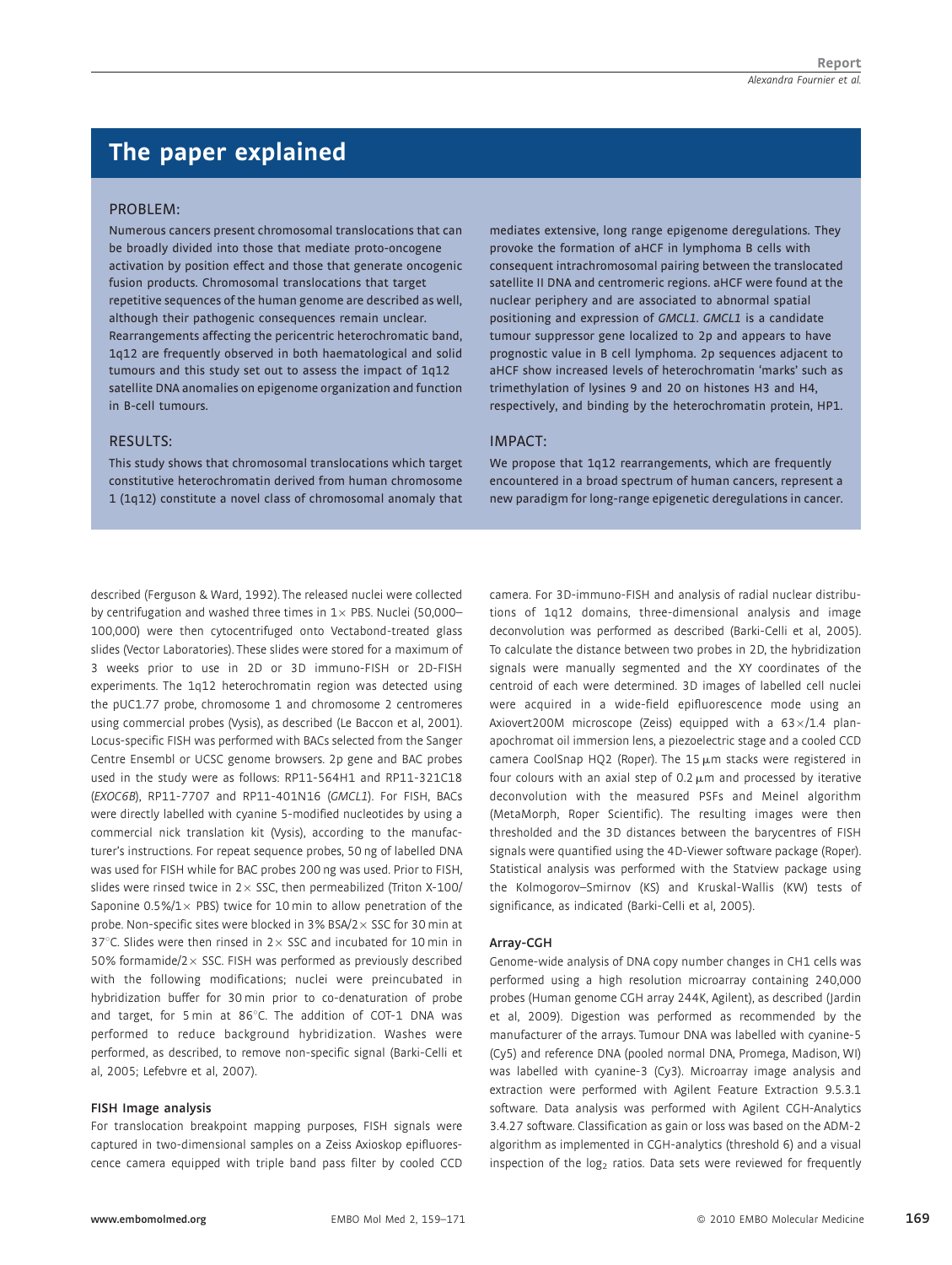# The paper explained

## PROBLEM:

Numerous cancers present chromosomal translocations that can be broadly divided into those that mediate proto-oncogene activation by position effect and those that generate oncogenic fusion products. Chromosomal translocations that target repetitive sequences of the human genome are described as well, although their pathogenic consequences remain unclear. Rearrangements affecting the pericentric heterochromatic band, 1q12 are frequently observed in both haematological and solid tumours and this study set out to assess the impact of 1q12 satellite DNA anomalies on epigenome organization and function in B-cell tumours.

## RESULTS:

This study shows that chromosomal translocations which target constitutive heterochromatin derived from human chromosome 1 (1q12) constitute a novel class of chromosomal anomaly that mediates extensive, long range epigenome deregulations. They provoke the formation of aHCF in lymphoma B cells with consequent intrachromosomal pairing between the translocated satellite II DNA and centromeric regions. aHCF were found at the nuclear periphery and are associated to abnormal spatial positioning and expression of *GMCL1*. *GMCL1* is a candidate tumour suppressor gene localized to 2p and appears to have prognostic value in B cell lymphoma. 2p sequences adjacent to aHCF show increased levels of heterochromatin 'marks' such as trimethylation of lysines 9 and 20 on histones H3 and H4, respectively, and binding by the heterochromatin protein, HP1.

## IMPACT:

We propose that 1q12 rearrangements, which are frequently encountered in a broad spectrum of human cancers, represent a new paradigm for long-range epigenetic deregulations in cancer.

described (Ferguson & Ward, 1992). The released nuclei were collected by centrifugation and washed three times in 1× PBS. Nuclei (50,000–100,000) were then cytocentrifuged onto Vectabond-treated glass slides (Vector Laboratories). These slides were stored for a maximum of 3 weeks prior to use in 2D or 3D immuno-FISH or 2D-FISH experiments. The 1q12 heterochromatin region was detected using the pUC1.77 probe, chromosome 1 and chromosome 2 centromeres using commercial probes (Vysis), as described (Le Baccon et al, 2001). Locus-specific FISH was performed with BACs selected from the Sanger Centre Ensembl or UCSC genome browsers. 2p gene and BAC probes used in the study were as follows: RP11-564H1 and RP11-321C18 (*EXOC6B*), RP11-7707 and RP11-401N16 (*GMCL1*). For FISH, BACs were directly labelled with cyanine 5-modified nucleotides by using a commercial nick translation kit (Vysis), according to the manufacturer's instructions. For repeat sequence probes, 50 ng of labelled DNA was used for FISH while for BAC probes 200 ng was used. Prior to FISH, slides were rinsed twice in 2× SSC, then permeabilized (Triton X-100/Saponine 0.5%/1× PBS) twice for 10 min to allow penetration of the probe. Non-specific sites were blocked in 3% BSA/2× SSC for 30 min at 37°C. Slides were then rinsed in 2× SSC and incubated for 10 min in 50% formamide/2× SSC. FISH was performed as previously described with the following modifications; nuclei were preincubated in hybridization buffer for 30 min prior to co-denaturation of probe and target, for 5 min at 86°C. The addition of COT-1 DNA was performed to reduce background hybridization. Washes were performed, as described, to remove non-specific signal (Barki-Celli et al, 2005; Lefebvre et al, 2007).

### FISH Image analysis

For translocation breakpoint mapping purposes, FISH signals were captured in two-dimensional samples on a Zeiss Axioskop epifluorescence camera equipped with triple band pass filter by cooled CCD camera. For 3D-immuno-FISH and analysis of radial nuclear distributions of 1q12 domains, three-dimensional analysis and image deconvolution was performed as described (Barki-Celli et al, 2005). To calculate the distance between two probes in 2D, the hybridization signals were manually segmented and the XY coordinates of the centroid of each were determined. 3D images of labelled cell nuclei were acquired in a wide-field epifluorescence mode using an Axiovert200M microscope (Zeiss) equipped with a 63×/1.4 plan-apochromat oil immersion lens, a piezoelectric stage and a cooled CCD camera CoolSnap HQ2 (Roper). The 15 μm stacks were registered in four colours with an axial step of 0.2 μm and processed by iterative deconvolution with the measured PSFs and Meinel algorithm (MetaMorph, Roper Scientific). The resulting images were then thresholded and the 3D distances between the barycentres of FISH signals were quantified using the 4D-Viewer software package (Roper). Statistical analysis was performed with the Statview package using the Kolmogorov–Smirnov (KS) and Kruskal-Wallis (KW) tests of significance, as indicated (Barki-Celli et al, 2005).

### Array-CGH

Genome-wide analysis of DNA copy number changes in CH1 cells was performed using a high resolution microarray containing 240,000 probes (Human genome CGH array 244K, Agilent), as described (Jardin et al, 2009). Digestion was performed as recommended by the manufacturer of the arrays. Tumour DNA was labelled with cyanine-5 (Cy5) and reference DNA (pooled normal DNA, Promega, Madison, WI) was labelled with cyanine-3 (Cy3). Microarray image analysis and extraction were performed with Agilent Feature Extraction 9.5.3.1 software. Data analysis was performed with Agilent CGH-Analytics 3.4.27 software. Classification as gain or loss was based on the ADM-2 algorithm as implemented in CGH-analytics (threshold 6) and a visual inspection of the $\log_2$ ratios. Data sets were reviewed for frequently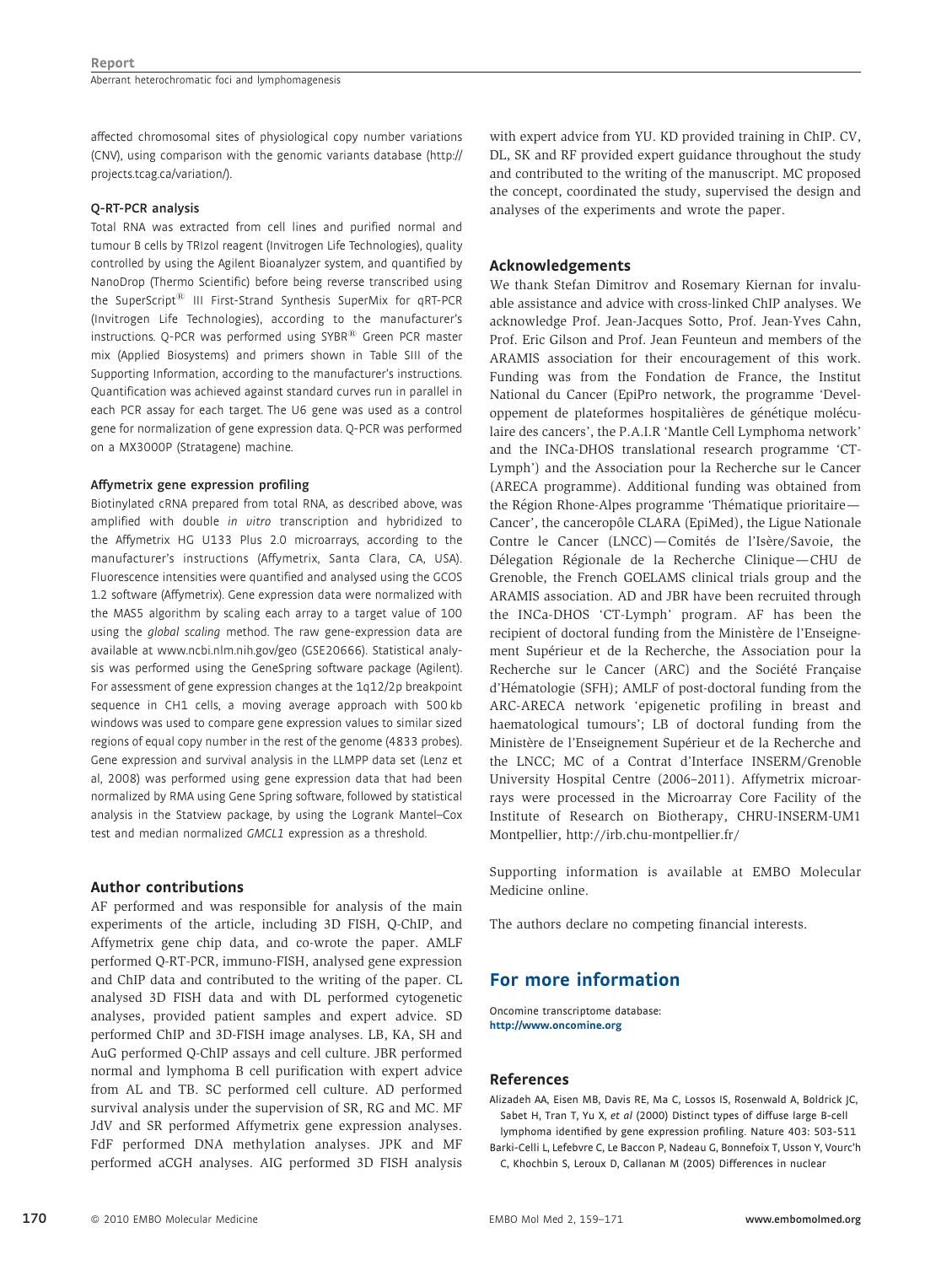affected chromosomal sites of physiological copy number variations (CNV), using comparison with the genomic variants database (http://projects.tcag.ca/variation/).

### Q-RT-PCR analysis

Total RNA was extracted from cell lines and purified normal and tumour B cells by TRIzol reagent (Invitrogen Life Technologies), quality controlled by using the Agilent Bioanalyzer system, and quantified by NanoDrop (Thermo Scientific) before being reverse transcribed using the SuperScript® III First-Strand Synthesis SuperMix for qRT-PCR (Invitrogen Life Technologies), according to the manufacturer's instructions. Q-PCR was performed using SYBR® Green PCR master mix (Applied Biosystems) and primers shown in Table SIII of the Supporting Information, according to the manufacturer's instructions. Quantification was achieved against standard curves run in parallel in each PCR assay for each target. The U6 gene was used as a control gene for normalization of gene expression data. Q-PCR was performed on a MX3000P (Stratagene) machine.

### Affymetrix gene expression profiling

Biotinylated cRNA prepared from total RNA, as described above, was amplified with double *in vitro* transcription and hybridized to the Affymetrix HG U133 Plus 2.0 microarrays, according to the manufacturer's instructions (Affymetrix, Santa Clara, CA, USA). Fluorescence intensities were quantified and analysed using the GCOS 1.2 software (Affymetrix). Gene expression data were normalized with the MAS5 algorithm by scaling each array to a target value of 100 using the *global scaling* method. The raw gene-expression data are available at www.ncbi.nlm.nih.gov/geo (GSE20666). Statistical analysis was performed using the GeneSpring software package (Agilent). For assessment of gene expression changes at the 1q12/2p breakpoint sequence in CH1 cells, a moving average approach with 500 kb windows was used to compare gene expression values to similar sized regions of equal copy number in the rest of the genome (4833 probes). Gene expression and survival analysis in the LLMPP data set (Lenz et al, 2008) was performed using gene expression data that had been normalized by RMA using Gene Spring software, followed by statistical analysis in the Statview package, by using the Logrank Mantel–Cox test and median normalized *GMCL1* expression as a threshold.

## Author contributions

AF performed and was responsible for analysis of the main experiments of the article, including 3D FISH, Q-ChIP, and Affymetrix gene chip data, and co-wrote the paper. AMLF performed Q-RT-PCR, immuno-FISH, analysed gene expression and ChIP data and contributed to the writing of the paper. CL analysed 3D FISH data and with DL performed cytogenetic analyses, provided patient samples and expert advice. SD performed ChIP and 3D-FISH image analyses. LB, KA, SH and AuG performed Q-ChIP assays and cell culture. JBR performed normal and lymphoma B cell purification with expert advice from AL and TB. SC performed cell culture. AD performed survival analysis under the supervision of SR, RG and MC. MF JdV and SR performed Affymetrix gene expression analyses. FdF performed DNA methylation analyses. JPK and MF performed aCGH analyses. AIG performed 3D FISH analysis with expert advice from YU. KD provided training in ChIP. CV, DL, SK and RF provided expert guidance throughout the study and contributed to the writing of the manuscript. MC proposed the concept, coordinated the study, supervised the design and analyses of the experiments and wrote the paper.

## Acknowledgements

We thank Stefan Dimitrov and Rosemary Kiernan for invaluable assistance and advice with cross-linked ChIP analyses. We acknowledge Prof. Jean-Jacques Sotto, Prof. Jean-Yves Cahn, Prof. Eric Gilson and Prof. Jean Feunteun and members of the ARAMIS association for their encouragement of this work. Funding was from the Fondation de France, the Institut National du Cancer (EpiPro network, the programme 'Developpement de plateformes hospitalières de génétique moléculaire des cancers', the P.A.I.R 'Mantle Cell Lymphoma network' and the INCa-DHOS translational research programme 'CT-Lymph') and the Association pour la Recherche sur le Cancer (ARECA programme). Additional funding was obtained from the Région Rhone-Alpes programme 'Thématique prioritaire—Cancer', the canceropôle CLARA (EpiMed), the Ligue Nationale Contre le Cancer (LNCC)—Comités de l'Isère/Savoie, the Délegation Régionale de la Recherche Clinique—CHU de Grenoble, the French GOELAMS clinical trials group and the ARAMIS association. AD and JBR have been recruited through the INCa-DHOS 'CT-Lymph' program. AF has been the recipient of doctoral funding from the Ministère de l'Enseignement Supérieur et de la Recherche, the Association pour la Recherche sur le Cancer (ARC) and the Société Française d'Hématologie (SFH); AMLF of post-doctoral funding from the ARC-ARECA network 'epigenetic profiling in breast and haematological tumours'; LB of doctoral funding from the Ministère de l'Enseignement Supérieur et de la Recherche and the LNCC; MC of a Contrat d'Interface INSERM/Grenoble University Hospital Centre (2006–2011). Affymetrix microarrays were processed in the Microarray Core Facility of the Institute of Research on Biotherapy, CHRU-INSERM-UM1 Montpellier, http://irb.chu-montpellier.fr/

Supporting information is available at EMBO Molecular Medicine online.

The authors declare no competing financial interests.

## For more information

Oncomine transcriptome database:
http://www.oncomine.org

## References

Alizadeh AA, Eisen MB, Davis RE, Ma C, Lossos IS, Rosenwald A, Boldrick JC, Sabet H, Tran T, Yu X, *et al* (2000) Distinct types of diffuse large B-cell lymphoma identified by gene expression profiling. Nature 403: 503-511

Barki-Celli L, Lefebvre C, Le Baccon P, Nadeau G, Bonnefoix T, Usson Y, Vourc'h C, Khochbin S, Leroux D, Callanan M (2005) Differences in nuclear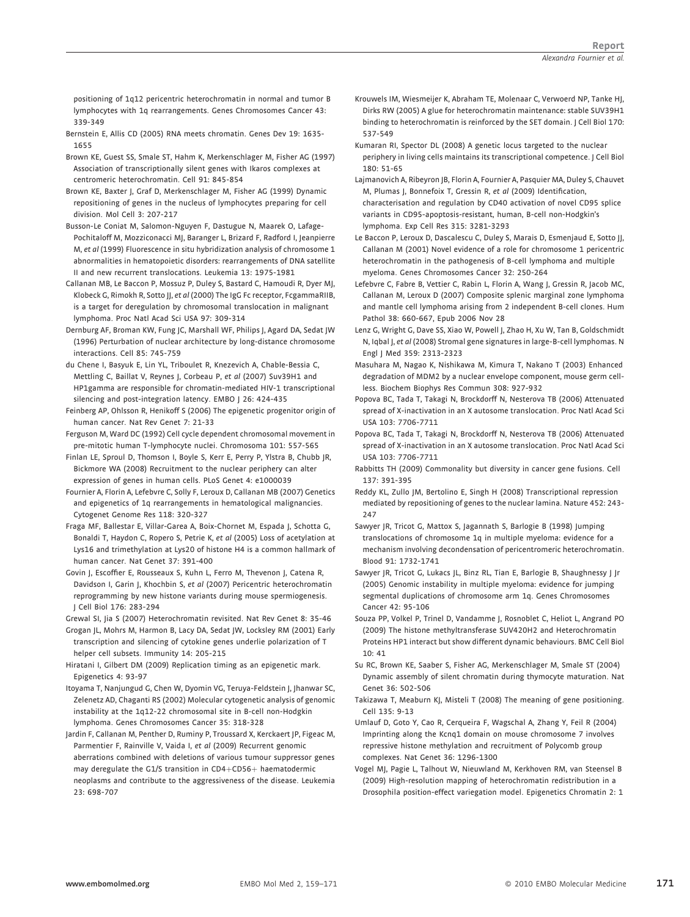positioning of 1q12 pericentric heterochromatin in normal and tumor B lymphocytes with 1q rearrangements. Genes Chromosomes Cancer 43: 339-349

Bernstein E, Allis CD (2005) RNA meets chromatin. Genes Dev 19: 1635-1655

Brown KE, Guest SS, Smale ST, Hahm K, Merkenschlager M, Fisher AG (1997) Association of transcriptionally silent genes with Ikaros complexes at centromeric heterochromatin. Cell 91: 845-854

Brown KE, Baxter J, Graf D, Merkenschlager M, Fisher AG (1999) Dynamic repositioning of genes in the nucleus of lymphocytes preparing for cell division. Mol Cell 3: 207-217

Busson-Le Coniat M, Salomon-Nguyen F, Dastugue N, Maarek O, Lafage-Pochitaloff M, Mozziconacci MJ, Baranger L, Brizard F, Radford I, Jeanpierre M, *et al* (1999) Fluorescence in situ hybridization analysis of chromosome 1 abnormalities in hematopoietic disorders: rearrangements of DNA satellite II and new recurrent translocations. Leukemia 13: 1975-1981

Callanan MB, Le Baccon P, Mossuz P, Duley S, Bastard C, Hamoudi R, Dyer MJ, Klobeck G, Rimokh R, Sotto JJ, *et al* (2000) The IgG Fc receptor, FcgammaRIIB, is a target for deregulation by chromosomal translocation in malignant lymphoma. Proc Natl Acad Sci USA 97: 309-314

Dernburg AF, Broman KW, Fung JC, Marshall WF, Philips J, Agard DA, Sedat JW (1996) Perturbation of nuclear architecture by long-distance chromosome interactions. Cell 85: 745-759

du Chene I, Basyuk E, Lin YL, Triboulet R, Knezevich A, Chable-Bessia C, Mettling C, Baillat V, Reynes J, Corbeau P, *et al* (2007) Suv39H1 and HP1gamma are responsible for chromatin-mediated HIV-1 transcriptional silencing and post-integration latency. EMBO J 26: 424-435

Feinberg AP, Ohlsson R, Henikoff S (2006) The epigenetic progenitor origin of human cancer. Nat Rev Genet 7: 21-33

Ferguson M, Ward DC (1992) Cell cycle dependent chromosomal movement in pre-mitotic human T-lymphocyte nuclei. Chromosoma 101: 557-565

Finlan LE, Sproul D, Thomson I, Boyle S, Kerr E, Perry P, Ylstra B, Chubb JR, Bickmore WA (2008) Recruitment to the nuclear periphery can alter expression of genes in human cells. PLoS Genet 4: e1000039

Fournier A, Florin A, Lefebvre C, Solly F, Leroux D, Callanan MB (2007) Genetics and epigenetics of 1q rearrangements in hematological malignancies. Cytogenet Genome Res 118: 320-327

Fraga MF, Ballestar E, Villar-Garea A, Boix-Chornet M, Espada J, Schotta G, Bonaldi T, Haydon C, Ropero S, Petrie K, *et al* (2005) Loss of acetylation at Lys16 and trimethylation at Lys20 of histone H4 is a common hallmark of human cancer. Nat Genet 37: 391-400

Govin J, Escoffier E, Rousseaux S, Kuhn L, Ferro M, Thevenon J, Catena R, Davidson I, Garin J, Khochbin S, *et al* (2007) Pericentric heterochromatin reprogramming by new histone variants during mouse spermiogenesis. J Cell Biol 176: 283-294

Grewal SI, Jia S (2007) Heterochromatin revisited. Nat Rev Genet 8: 35-46

Grogan JL, Mohrs M, Harmon B, Lacy DA, Sedat JW, Locksley RM (2001) Early transcription and silencing of cytokine genes underlie polarization of T helper cell subsets. Immunity 14: 205-215

Hiratani I, Gilbert DM (2009) Replication timing as an epigenetic mark. Epigenetics 4: 93-97

Itoyama T, Nanjungud G, Chen W, Dyomin VG, Teruya-Feldstein J, Jhanwar SC, Zelenetz AD, Chaganti RS (2002) Molecular cytogenetic analysis of genomic instability at the 1q12-22 chromosomal site in B-cell non-Hodgkin lymphoma. Genes Chromosomes Cancer 35: 318-328

Jardin F, Callanan M, Penther D, Ruminy P, Troussard X, Kerckaert JP, Figeac M, Parmentier F, Rainville V, Vaida I, *et al* (2009) Recurrent genomic aberrations combined with deletions of various tumour suppressor genes may deregulate the G1/S transition in CD4+CD56+ haematodermic neoplasms and contribute to the aggressiveness of the disease. Leukemia 23: 698-707

Krouwels IM, Wiesmeijer K, Abraham TE, Molenaar C, Verwoerd NP, Tanke HJ, Dirks RW (2005) A glue for heterochromatin maintenance: stable SUV39H1 binding to heterochromatin is reinforced by the SET domain. J Cell Biol 170: 537-549

Kumaran RI, Spector DL (2008) A genetic locus targeted to the nuclear periphery in living cells maintains its transcriptional competence. J Cell Biol 180: 51-65

Lajmanovich A, Ribeyron JB, Florin A, Fournier A, Pasquier MA, Duley S, Chauvet M, Plumas J, Bonnefoix T, Gressin R, *et al* (2009) Identification, characterisation and regulation by CD40 activation of novel CD95 splice variants in CD95-apoptosis-resistant, human, B-cell non-Hodgkin's lymphoma. Exp Cell Res 315: 3281-3293

Le Baccon P, Leroux D, Dascalescu C, Duley S, Marais D, Esmenjaud E, Sotto JJ, Callanan M (2001) Novel evidence of a role for chromosome 1 pericentric heterochromatin in the pathogenesis of B-cell lymphoma and multiple myeloma. Genes Chromosomes Cancer 32: 250-264

Lefebvre C, Fabre B, Vettier C, Rabin L, Florin A, Wang J, Gressin R, Jacob MC, Callanan M, Leroux D (2007) Composite splenic marginal zone lymphoma and mantle cell lymphoma arising from 2 independent B-cell clones. Hum Pathol 38: 660-667, Epub 2006 Nov 28

Lenz G, Wright G, Dave SS, Xiao W, Powell J, Zhao H, Xu W, Tan B, Goldschmidt N, Iqbal J, *et al* (2008) Stromal gene signatures in large-B-cell lymphomas. N Engl J Med 359: 2313-2323

Masuhara M, Nagao K, Nishikawa M, Kimura T, Nakano T (2003) Enhanced degradation of MDM2 by a nuclear envelope component, mouse germ cell-less. Biochem Biophys Res Commun 308: 927-932

Popova BC, Tada T, Takagi N, Brockdorff N, Nesterova TB (2006) Attenuated spread of X-inactivation in an X autosome translocation. Proc Natl Acad Sci USA 103: 7706-7711

Popova BC, Tada T, Takagi N, Brockdorff N, Nesterova TB (2006) Attenuated spread of X-inactivation in an X autosome translocation. Proc Natl Acad Sci USA 103: 7706-7711

Rabbitts TH (2009) Commonality but diversity in cancer gene fusions. Cell 137: 391-395

Reddy KL, Zullo JM, Bertolino E, Singh H (2008) Transcriptional repression mediated by repositioning of genes to the nuclear lamina. Nature 452: 243-247

Sawyer JR, Tricot G, Mattox S, Jagannath S, Barlogie B (1998) Jumping translocations of chromosome 1q in multiple myeloma: evidence for a mechanism involving decondensation of pericentromeric heterochromatin. Blood 91: 1732-1741

Sawyer JR, Tricot G, Lukacs JL, Binz RL, Tian E, Barlogie B, Shaughnessy J Jr (2005) Genomic instability in multiple myeloma: evidence for jumping segmental duplications of chromosome arm 1q. Genes Chromosomes Cancer 42: 95-106

Souza PP, Volkel P, Trinel D, Vandamme J, Rosnoblet C, Heliot L, Angrand PO (2009) The histone methyltransferase SUV420H2 and Heterochromatin Proteins HP1 interact but show different dynamic behaviours. BMC Cell Biol 10: 41

Su RC, Brown KE, Saaber S, Fisher AG, Merkenschlager M, Smale ST (2004) Dynamic assembly of silent chromatin during thymocyte maturation. Nat Genet 36: 502-506

Takizawa T, Meaburn KJ, Misteli T (2008) The meaning of gene positioning. Cell 135: 9-13

Umlauf D, Goto Y, Cao R, Cerqueira F, Wagschal A, Zhang Y, Feil R (2004) Imprinting along the Kcnq1 domain on mouse chromosome 7 involves repressive histone methylation and recruitment of Polycomb group complexes. Nat Genet 36: 1296-1300

Vogel MJ, Pagie L, Talhout W, Nieuwland M, Kerkhoven RM, van Steensel B (2009) High-resolution mapping of heterochromatin redistribution in a Drosophila position-effect variegation model. Epigenetics Chromatin 2: 1